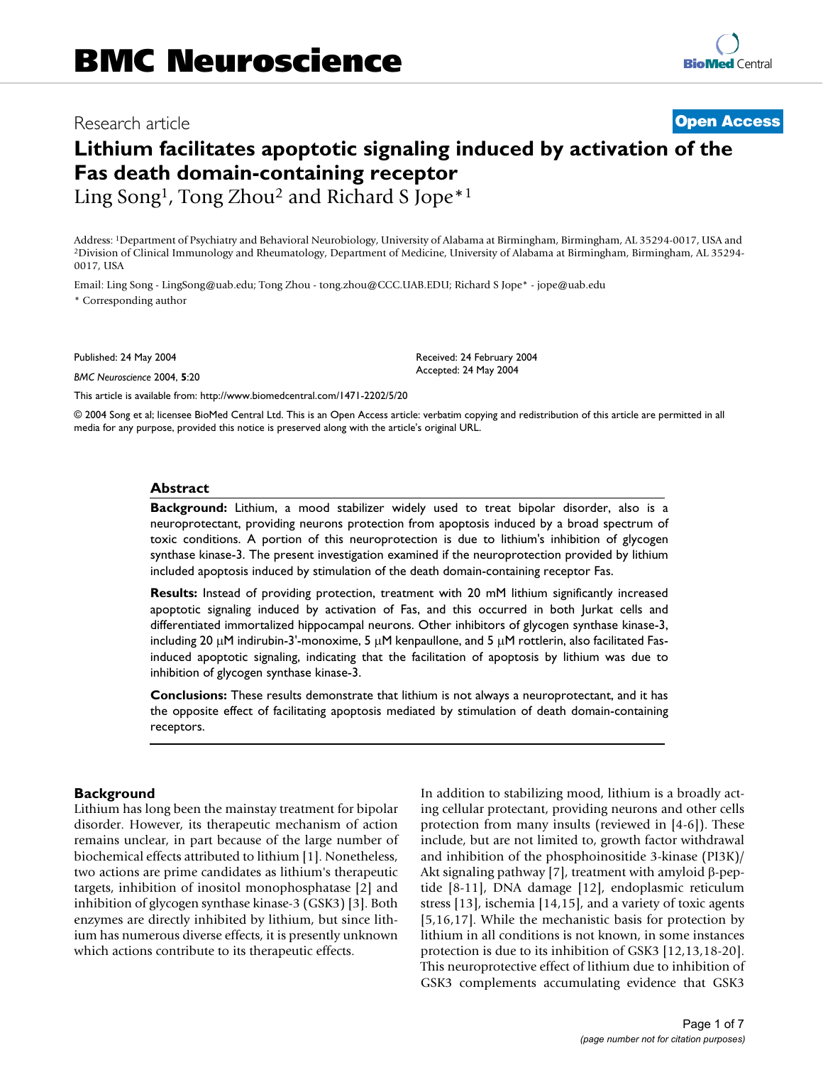# BMC Neuroscience

Research article **Open Access**

# Lithium facilitates apoptotic signaling induced by activation of the Fas death domain-containing receptor

Ling Song[1], Tong Zhou[2] and Richard S Jope*[1]

Address: [1]Department of Psychiatry and Behavioral Neurobiology, University of Alabama at Birmingham, Birmingham, AL 35294-0017, USA and [2]Division of Clinical Immunology and Rheumatology, Department of Medicine, University of Alabama at Birmingham, Birmingham, AL 35294-0017, USA

Email: Ling Song - LingSong@uab.edu; Tong Zhou - tong.zhou@CCC.UAB.EDU; Richard S Jope* - jope@uab.edu

* Corresponding author

Published: 24 May 2004

*BMC Neuroscience* 2004, **5**:20

Received: 24 February 2004
Accepted: 24 May 2004

This article is available from: http://www.biomedcentral.com/1471-2202/5/20

© 2004 Song et al; licensee BioMed Central Ltd. This is an Open Access article: verbatim copying and redistribution of this article are permitted in all media for any purpose, provided this notice is preserved along with the article's original URL.

## Abstract

**Background:** Lithium, a mood stabilizer widely used to treat bipolar disorder, also is a neuroprotectant, providing neurons protection from apoptosis induced by a broad spectrum of toxic conditions. A portion of this neuroprotection is due to lithium's inhibition of glycogen synthase kinase-3. The present investigation examined if the neuroprotection provided by lithium included apoptosis induced by stimulation of the death domain-containing receptor Fas.

**Results:** Instead of providing protection, treatment with 20 mM lithium significantly increased apoptotic signaling induced by activation of Fas, and this occurred in both Jurkat cells and differentiated immortalized hippocampal neurons. Other inhibitors of glycogen synthase kinase-3, including 20 μM indirubin-3'-monoxime, 5 μM kenpaullone, and 5 μM rottlerin, also facilitated Fas-induced apoptotic signaling, indicating that the facilitation of apoptosis by lithium was due to inhibition of glycogen synthase kinase-3.

**Conclusions:** These results demonstrate that lithium is not always a neuroprotectant, and it has the opposite effect of facilitating apoptosis mediated by stimulation of death domain-containing receptors.

## Background

Lithium has long been the mainstay treatment for bipolar disorder. However, its therapeutic mechanism of action remains unclear, in part because of the large number of biochemical effects attributed to lithium [1]. Nonetheless, two actions are prime candidates as lithium's therapeutic targets, inhibition of inositol monophosphatase [2] and inhibition of glycogen synthase kinase-3 (GSK3) [3]. Both enzymes are directly inhibited by lithium, but since lithium has numerous diverse effects, it is presently unknown which actions contribute to its therapeutic effects.

In addition to stabilizing mood, lithium is a broadly acting cellular protectant, providing neurons and other cells protection from many insults (reviewed in [4-6]). These include, but are not limited to, growth factor withdrawal and inhibition of the phosphoinositide 3-kinase (PI3K)/Akt signaling pathway [7], treatment with amyloid β-peptide [8-11], DNA damage [12], endoplasmic reticulum stress [13], ischemia [14,15], and a variety of toxic agents [5,16,17]. While the mechanistic basis for protection by lithium in all conditions is not known, in some instances protection is due to its inhibition of GSK3 [12,13,18-20]. This neuroprotective effect of lithium due to inhibition of GSK3 complements accumulating evidence that GSK3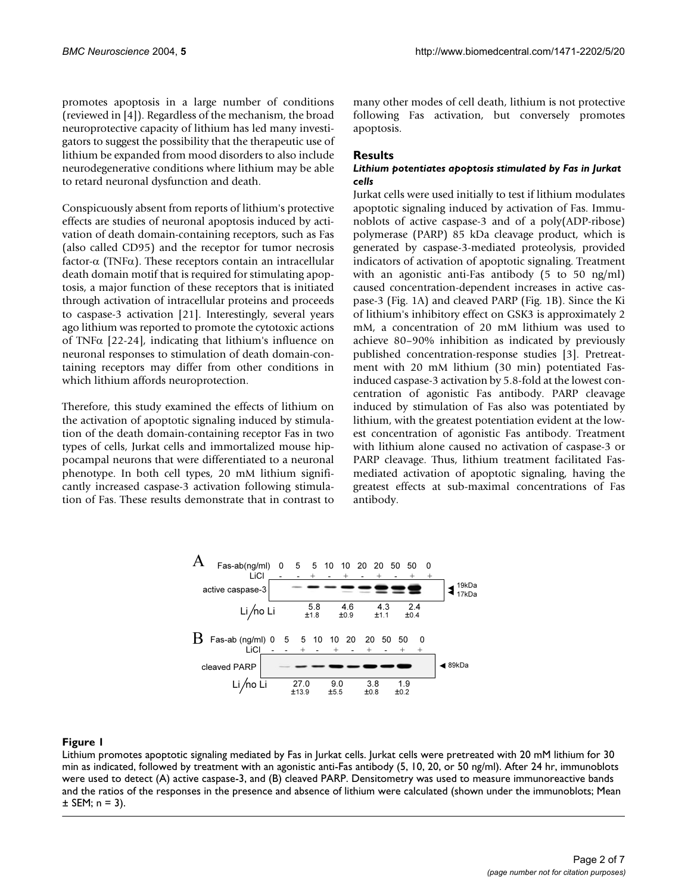promotes apoptosis in a large number of conditions (reviewed in [4]). Regardless of the mechanism, the broad neuroprotective capacity of lithium has led many investigators to suggest the possibility that the therapeutic use of lithium be expanded from mood disorders to also include neurodegenerative conditions where lithium may be able to retard neuronal dysfunction and death.

Conspicuously absent from reports of lithium's protective effects are studies of neuronal apoptosis induced by activation of death domain-containing receptors, such as Fas (also called CD95) and the receptor for tumor necrosis factor-α (TNFα). These receptors contain an intracellular death domain motif that is required for stimulating apoptosis, a major function of these receptors that is initiated through activation of intracellular proteins and proceeds to caspase-3 activation [21]. Interestingly, several years ago lithium was reported to promote the cytotoxic actions of TNFα [22-24], indicating that lithium's influence on neuronal responses to stimulation of death domain-containing receptors may differ from other conditions in which lithium affords neuroprotection.

Therefore, this study examined the effects of lithium on the activation of apoptotic signaling induced by stimulation of the death domain-containing receptor Fas in two types of cells, Jurkat cells and immortalized mouse hippocampal neurons that were differentiated to a neuronal phenotype. In both cell types, 20 mM lithium significantly increased caspase-3 activation following stimulation of Fas. These results demonstrate that in contrast to many other modes of cell death, lithium is not protective following Fas activation, but conversely promotes apoptosis.

## Results

### *Lithium potentiates apoptosis stimulated by Fas in Jurkat cells*

Jurkat cells were used initially to test if lithium modulates apoptotic signaling induced by activation of Fas. Immunoblots of active caspase-3 and of a poly(ADP-ribose) polymerase (PARP) 85 kDa cleavage product, which is generated by caspase-3-mediated proteolysis, provided indicators of activation of apoptotic signaling. Treatment with an agonistic anti-Fas antibody (5 to 50 ng/ml) caused concentration-dependent increases in active caspase-3 (Fig. 1A) and cleaved PARP (Fig. 1B). Since the Ki of lithium's inhibitory effect on GSK3 is approximately 2 mM, a concentration of 20 mM lithium was used to achieve 80–90% inhibition as indicated by previously published concentration-response studies [3]. Pretreatment with 20 mM lithium (30 min) potentiated Fas-induced caspase-3 activation by 5.8-fold at the lowest concentration of agonistic Fas antibody. PARP cleavage induced by stimulation of Fas also was potentiated by lithium, with the greatest potentiation evident at the lowest concentration of agonistic Fas antibody. Treatment with lithium alone caused no activation of caspase-3 or PARP cleavage. Thus, lithium treatment facilitated Fas-mediated activation of apoptotic signaling, having the greatest effects at sub-maximal concentrations of Fas antibody.

**Figure 1**

Lithium promotes apoptotic signaling mediated by Fas in Jurkat cells. Jurkat cells were pretreated with 20 mM lithium for 30 min as indicated, followed by treatment with an agonistic anti-Fas antibody (5, 10, 20, or 50 ng/ml). After 24 hr, immunoblots were used to detect (A) active caspase-3, and (B) cleaved PARP. Densitometry was used to measure immunoreactive bands and the ratios of the responses in the presence and absence of lithium were calculated (shown under the immunoblots; Mean ± SEM; n = 3).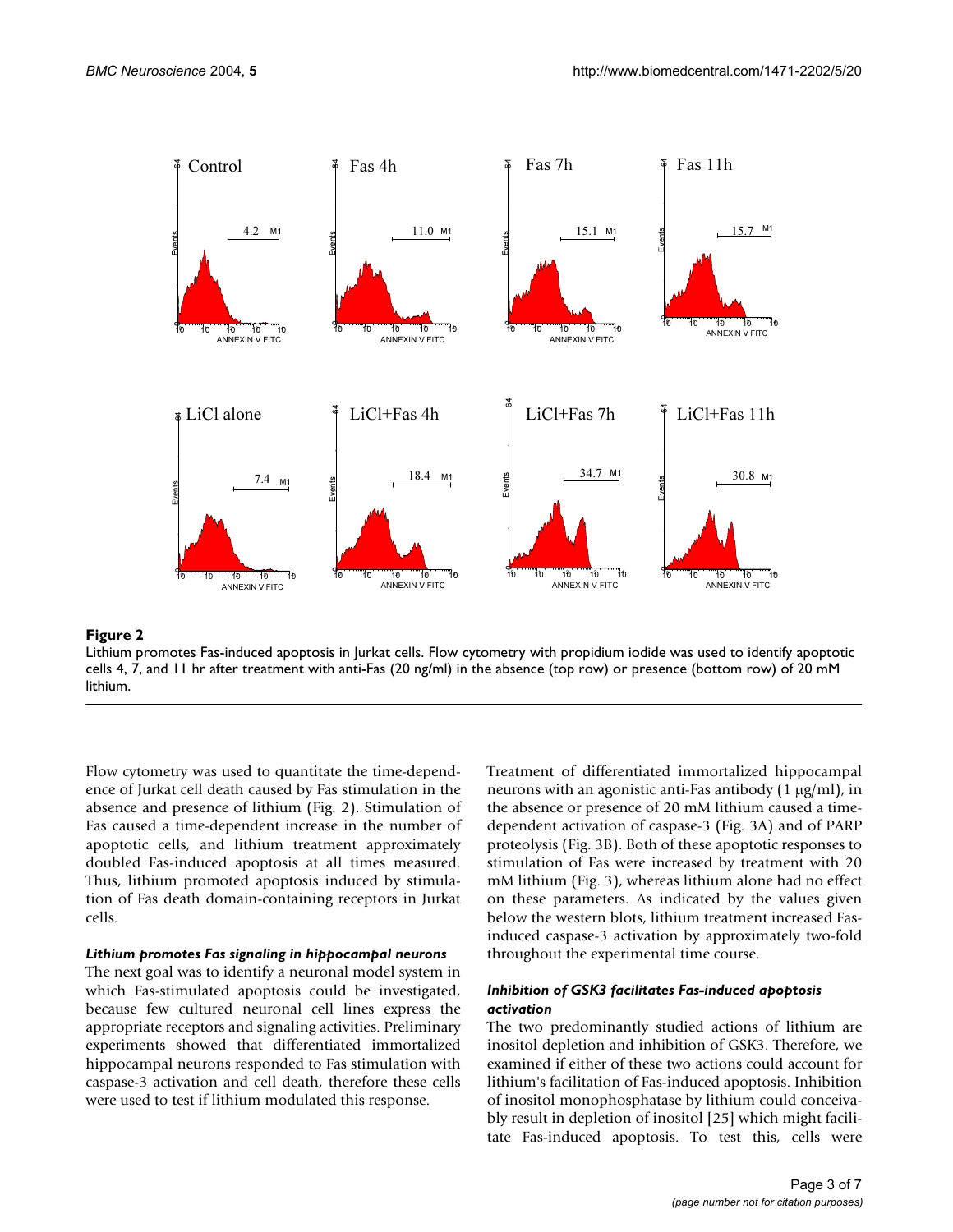**Figure 2**

Lithium promotes Fas-induced apoptosis in Jurkat cells. Flow cytometry with propidium iodide was used to identify apoptotic cells 4, 7, and 11 hr after treatment with anti-Fas (20 ng/ml) in the absence (top row) or presence (bottom row) of 20 mM lithium.

Flow cytometry was used to quantitate the time-dependence of Jurkat cell death caused by Fas stimulation in the absence and presence of lithium (Fig. 2). Stimulation of Fas caused a time-dependent increase in the number of apoptotic cells, and lithium treatment approximately doubled Fas-induced apoptosis at all times measured. Thus, lithium promoted apoptosis induced by stimulation of Fas death domain-containing receptors in Jurkat cells.

### *Lithium promotes Fas signaling in hippocampal neurons*

The next goal was to identify a neuronal model system in which Fas-stimulated apoptosis could be investigated, because few cultured neuronal cell lines express the appropriate receptors and signaling activities. Preliminary experiments showed that differentiated immortalized hippocampal neurons responded to Fas stimulation with caspase-3 activation and cell death, therefore these cells were used to test if lithium modulated this response.

Treatment of differentiated immortalized hippocampal neurons with an agonistic anti-Fas antibody (1 μg/ml), in the absence or presence of 20 mM lithium caused a time-dependent activation of caspase-3 (Fig. 3A) and of PARP proteolysis (Fig. 3B). Both of these apoptotic responses to stimulation of Fas were increased by treatment with 20 mM lithium (Fig. 3), whereas lithium alone had no effect on these parameters. As indicated by the values given below the western blots, lithium treatment increased Fas-induced caspase-3 activation by approximately two-fold throughout the experimental time course.

### *Inhibition of GSK3 facilitates Fas-induced apoptosis activation*

The two predominantly studied actions of lithium are inositol depletion and inhibition of GSK3. Therefore, we examined if either of these two actions could account for lithium's facilitation of Fas-induced apoptosis. Inhibition of inositol monophosphatase by lithium could conceivably result in depletion of inositol [25] which might facilitate Fas-induced apoptosis. To test this, cells were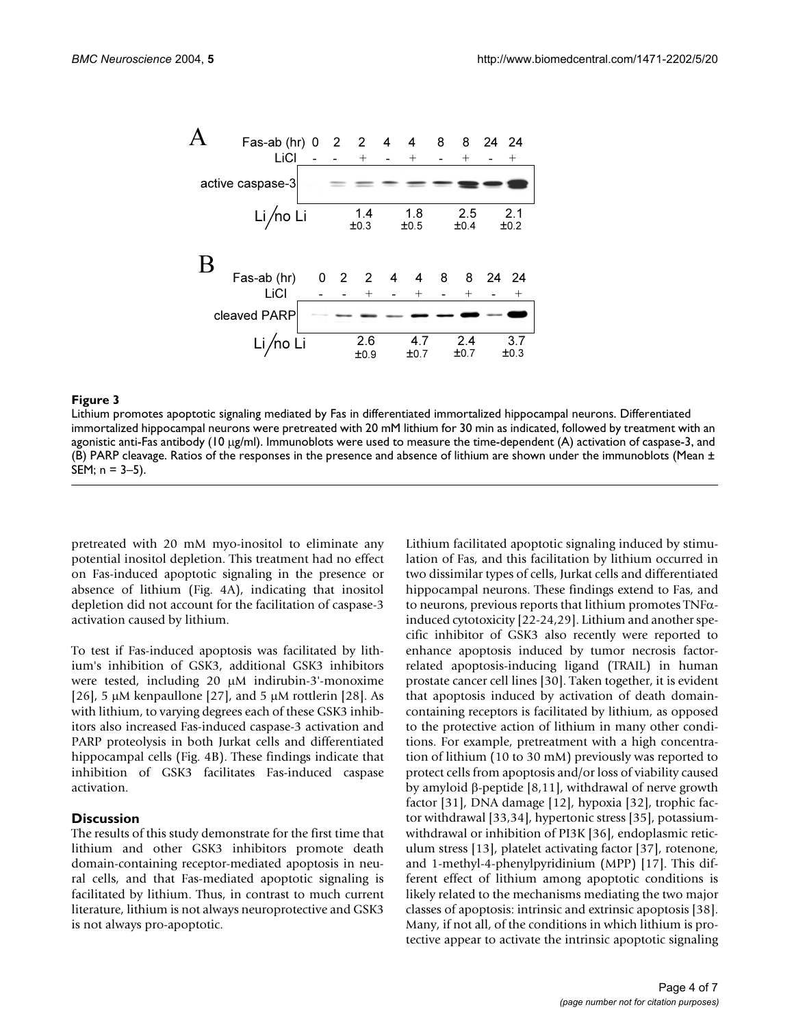**Figure 3**

Lithium promotes apoptotic signaling mediated by Fas in differentiated immortalized hippocampal neurons. Differentiated immortalized hippocampal neurons were pretreated with 20 mM lithium for 30 min as indicated, followed by treatment with an agonistic anti-Fas antibody (10 μg/ml). Immunoblots were used to measure the time-dependent (A) activation of caspase-3, and (B) PARP cleavage. Ratios of the responses in the presence and absence of lithium are shown under the immunoblots (Mean ± SEM; n = 3–5).

pretreated with 20 mM myo-inositol to eliminate any potential inositol depletion. This treatment had no effect on Fas-induced apoptotic signaling in the presence or absence of lithium (Fig. 4A), indicating that inositol depletion did not account for the facilitation of caspase-3 activation caused by lithium.

To test if Fas-induced apoptosis was facilitated by lithium's inhibition of GSK3, additional GSK3 inhibitors were tested, including 20 μM indirubin-3'-monoxime [26], 5 μM kenpaullone [27], and 5 μM rottlerin [28]. As with lithium, to varying degrees each of these GSK3 inhibitors also increased Fas-induced caspase-3 activation and PARP proteolysis in both Jurkat cells and differentiated hippocampal cells (Fig. 4B). These findings indicate that inhibition of GSK3 facilitates Fas-induced caspase activation.

## Discussion

The results of this study demonstrate for the first time that lithium and other GSK3 inhibitors promote death domain-containing receptor-mediated apoptosis in neural cells, and that Fas-mediated apoptotic signaling is facilitated by lithium. Thus, in contrast to much current literature, lithium is not always neuroprotective and GSK3 is not always pro-apoptotic.

Lithium facilitated apoptotic signaling induced by stimulation of Fas, and this facilitation by lithium occurred in two dissimilar types of cells, Jurkat cells and differentiated hippocampal neurons. These findings extend to Fas, and to neurons, previous reports that lithium promotes TNFα-induced cytotoxicity [22-24,29]. Lithium and another specific inhibitor of GSK3 also recently were reported to enhance apoptosis induced by tumor necrosis factor-related apoptosis-inducing ligand (TRAIL) in human prostate cancer cell lines [30]. Taken together, it is evident that apoptosis induced by activation of death domain-containing receptors is facilitated by lithium, as opposed to the protective action of lithium in many other conditions. For example, pretreatment with a high concentration of lithium (10 to 30 mM) previously was reported to protect cells from apoptosis and/or loss of viability caused by amyloid β-peptide [8,11], withdrawal of nerve growth factor [31], DNA damage [12], hypoxia [32], trophic factor withdrawal [33,34], hypertonic stress [35], potassium-withdrawal or inhibition of PI3K [36], endoplasmic reticulum stress [13], platelet activating factor [37], rotenone, and 1-methyl-4-phenylpyridinium (MPP) [17]. This different effect of lithium among apoptotic conditions is likely related to the mechanisms mediating the two major classes of apoptosis: intrinsic and extrinsic apoptosis [38]. Many, if not all, of the conditions in which lithium is protective appear to activate the intrinsic apoptotic signaling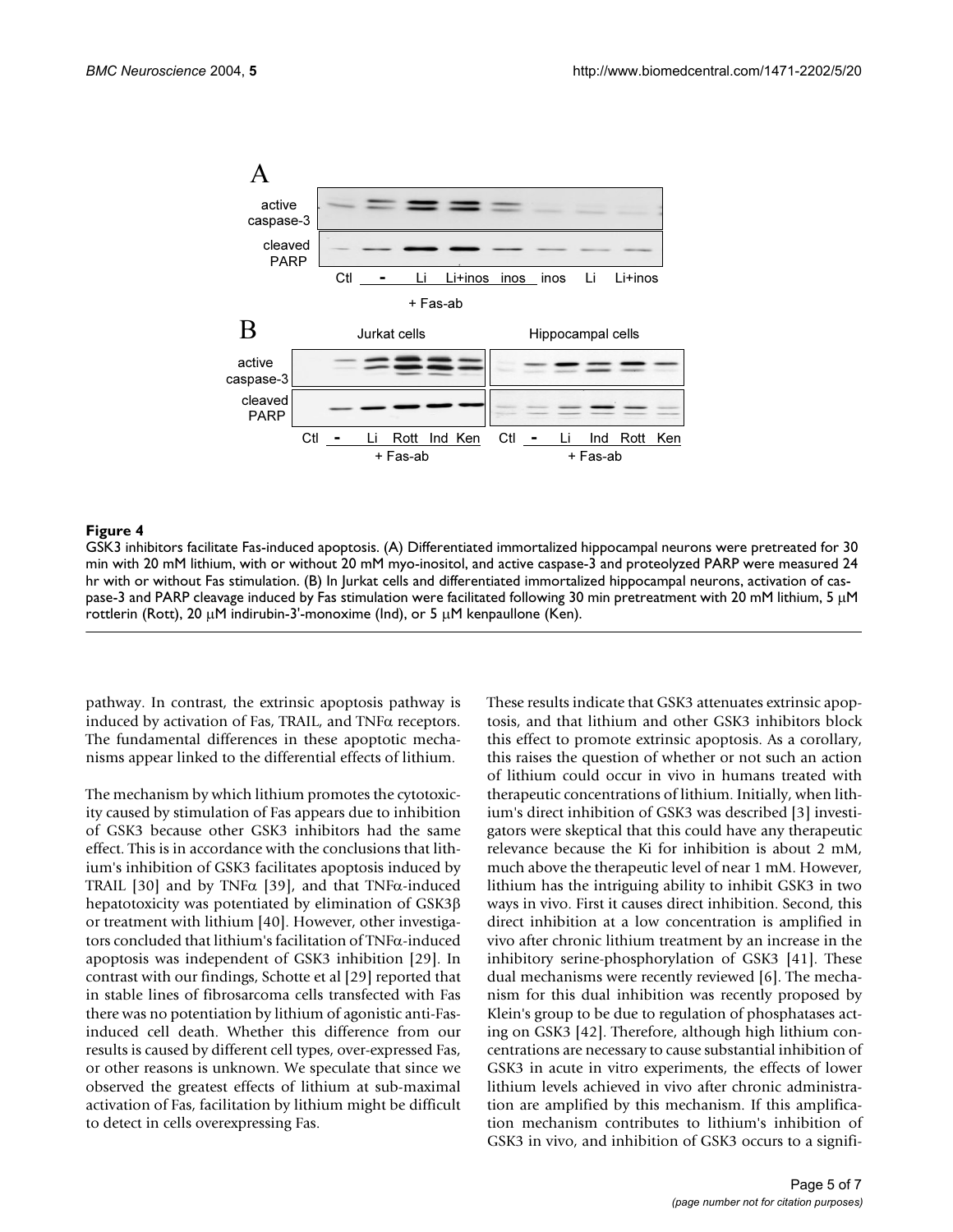**Figure 4**

GSK3 inhibitors facilitate Fas-induced apoptosis. (A) Differentiated immortalized hippocampal neurons were pretreated for 30 min with 20 mM lithium, with or without 20 mM myo-inositol, and active caspase-3 and proteolyzed PARP were measured 24 hr with or without Fas stimulation. (B) In Jurkat cells and differentiated immortalized hippocampal neurons, activation of caspase-3 and PARP cleavage induced by Fas stimulation were facilitated following 30 min pretreatment with 20 mM lithium, 5 μM rottlerin (Rott), 20 μM indirubin-3'-monoxime (Ind), or 5 μM kenpaullone (Ken).

pathway. In contrast, the extrinsic apoptosis pathway is induced by activation of Fas, TRAIL, and TNFα receptors. The fundamental differences in these apoptotic mechanisms appear linked to the differential effects of lithium.

The mechanism by which lithium promotes the cytotoxicity caused by stimulation of Fas appears due to inhibition of GSK3 because other GSK3 inhibitors had the same effect. This is in accordance with the conclusions that lithium's inhibition of GSK3 facilitates apoptosis induced by TRAIL [30] and by TNFα [39], and that TNFα-induced hepatotoxicity was potentiated by elimination of GSK3β or treatment with lithium [40]. However, other investigators concluded that lithium's facilitation of TNFα-induced apoptosis was independent of GSK3 inhibition [29]. In contrast with our findings, Schotte et al [29] reported that in stable lines of fibrosarcoma cells transfected with Fas there was no potentiation by lithium of agonistic anti-Fas-induced cell death. Whether this difference from our results is caused by different cell types, over-expressed Fas, or other reasons is unknown. We speculate that since we observed the greatest effects of lithium at sub-maximal activation of Fas, facilitation by lithium might be difficult to detect in cells overexpressing Fas.

These results indicate that GSK3 attenuates extrinsic apoptosis, and that lithium and other GSK3 inhibitors block this effect to promote extrinsic apoptosis. As a corollary, this raises the question of whether or not such an action of lithium could occur in vivo in humans treated with therapeutic concentrations of lithium. Initially, when lithium's direct inhibition of GSK3 was described [3] investigators were skeptical that this could have any therapeutic relevance because the Ki for inhibition is about 2 mM, much above the therapeutic level of near 1 mM. However, lithium has the intriguing ability to inhibit GSK3 in two ways in vivo. First it causes direct inhibition. Second, this direct inhibition at a low concentration is amplified in vivo after chronic lithium treatment by an increase in the inhibitory serine-phosphorylation of GSK3 [41]. These dual mechanisms were recently reviewed [6]. The mechanism for this dual inhibition was recently proposed by Klein's group to be due to regulation of phosphatases acting on GSK3 [42]. Therefore, although high lithium concentrations are necessary to cause substantial inhibition of GSK3 in acute in vitro experiments, the effects of lower lithium levels achieved in vivo after chronic administration are amplified by this mechanism. If this amplification mechanism contributes to lithium's inhibition of GSK3 in vivo, and inhibition of GSK3 occurs to a signifi-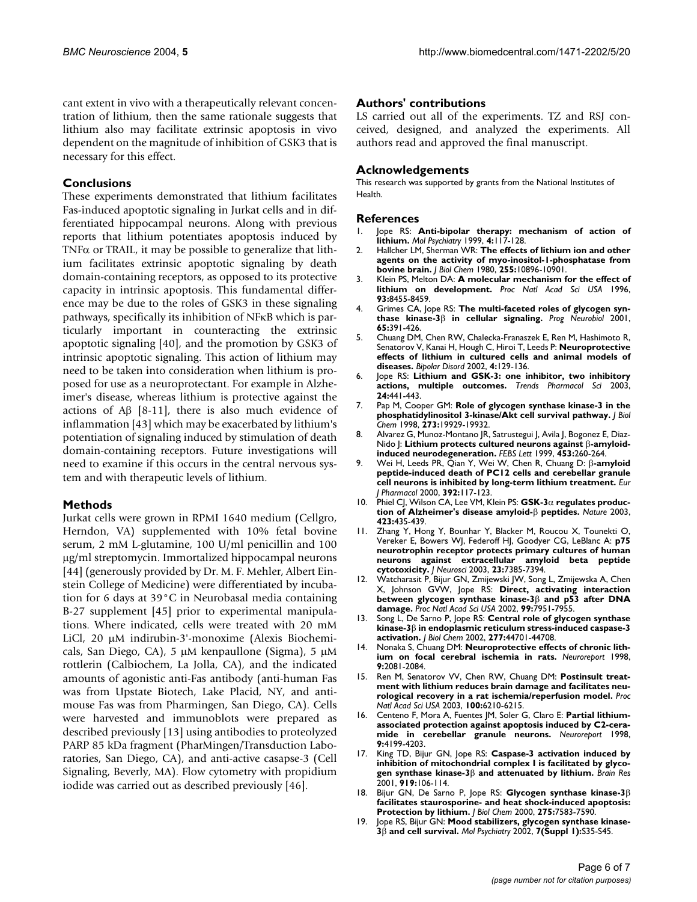cant extent in vivo with a therapeutically relevant concentration of lithium, then the same rationale suggests that lithium also may facilitate extrinsic apoptosis in vivo dependent on the magnitude of inhibition of GSK3 that is necessary for this effect.

## Conclusions

These experiments demonstrated that lithium facilitates Fas-induced apoptotic signaling in Jurkat cells and in differentiated hippocampal neurons. Along with previous reports that lithium potentiates apoptosis induced by TNF$\alpha$ or TRAIL, it may be possible to generalize that lithium facilitates extrinsic apoptotic signaling by death domain-containing receptors, as opposed to its protective capacity in intrinsic apoptosis. This fundamental difference may be due to the roles of GSK3 in these signaling pathways, specifically its inhibition of NF$\kappa$B which is particularly important in counteracting the extrinsic apoptotic signaling [40], and the promotion by GSK3 of intrinsic apoptotic signaling. This action of lithium may need to be taken into consideration when lithium is proposed for use as a neuroprotectant. For example in Alzheimer's disease, whereas lithium is protective against the actions of A$\beta$ [8-11], there is also much evidence of inflammation [43] which may be exacerbated by lithium's potentiation of signaling induced by stimulation of death domain-containing receptors. Future investigations will need to examine if this occurs in the central nervous system and with therapeutic levels of lithium.

## Methods

Jurkat cells were grown in RPMI 1640 medium (Cellgro, Herndon, VA) supplemented with 10% fetal bovine serum, 2 mM L-glutamine, 100 U/ml penicillin and 100 µg/ml streptomycin. Immortalized hippocampal neurons [44] (generously provided by Dr. M. F. Mehler, Albert Einstein College of Medicine) were differentiated by incubation for 6 days at 39°C in Neurobasal media containing B-27 supplement [45] prior to experimental manipulations. Where indicated, cells were treated with 20 mM LiCl, 20 µM indirubin-3'-monoxime (Alexis Biochemicals, San Diego, CA), 5 µM kenpaullone (Sigma), 5 µM rottlerin (Calbiochem, La Jolla, CA), and the indicated amounts of agonistic anti-Fas antibody (anti-human Fas was from Upstate Biotech, Lake Placid, NY, and anti-mouse Fas was from Pharmingen, San Diego, CA). Cells were harvested and immunoblots were prepared as described previously [13] using antibodies to proteolyzed PARP 85 kDa fragment (PharMingen/Transduction Laboratories, San Diego, CA), and anti-active casapse-3 (Cell Signaling, Beverly, MA). Flow cytometry with propidium iodide was carried out as described previously [46].

## Authors' contributions

LS carried out all of the experiments. TZ and RSJ conceived, designed, and analyzed the experiments. All authors read and approved the final manuscript.

## Acknowledgements

This research was supported by grants from the National Institutes of Health.

## References

1. Jope RS: **Anti-bipolar therapy: mechanism of action of lithium.** *Mol Psychiatry* 1999, **4:**117-128.
2. Hallcher LM, Sherman WR: **The effects of lithium ion and other agents on the activity of myo-inositol-1-phosphatase from bovine brain.** *J Biol Chem* 1980, **255:**10896-10901.
3. Klein PS, Melton DA: **A molecular mechanism for the effect of lithium on development.** *Proc Natl Acad Sci USA* 1996, **93:**8455-8459.
4. Grimes CA, Jope RS: **The multi-faceted roles of glycogen synthase kinase-3β in cellular signaling.** *Prog Neurobiol* 2001, **65:**391-426.
5. Chuang DM, Chen RW, Chalecka-Franaszek E, Ren M, Hashimoto R, Senatorov V, Kanai H, Hough C, Hiroi T, Leeds P: **Neuroprotective effects of lithium in cultured cells and animal models of diseases.** *Bipolar Disord* 2002, **4:**129-136.
6. Jope RS: **Lithium and GSK-3: one inhibitor, two inhibitory actions, multiple outcomes.** *Trends Pharmacol Sci* 2003, **24:**441-443.
7. Pap M, Cooper GM: **Role of glycogen synthase kinase-3 in the phosphatidylinositol 3-kinase/Akt cell survival pathway.** *J Biol Chem* 1998, **273:**19929-19932.
8. Alvarez G, Munoz-Montano JR, Satrustegui J, Avila J, Bogonez E, Diaz-Nido J: **Lithium protects cultured neurons against β-amyloid-induced neurodegeneration.** *FEBS Lett* 1999, **453:**260-264.
9. Wei H, Leeds PR, Qian Y, Wei W, Chen R, Chuang D: **β-amyloid peptide-induced death of PC12 cells and cerebellar granule cell neurons is inhibited by long-term lithium treatment.** *Eur J Pharmacol* 2000, **392:**117-123.
10. Phiel CJ, Wilson CA, Lee VM, Klein PS: **GSK-3α regulates production of Alzheimer's disease amyloid-β peptides.** *Nature* 2003, **423:**435-439.
11. Zhang Y, Hong Y, Bounhar Y, Blacker M, Roucou X, Tounekti O, Vereker E, Bowers WJ, Federoff HJ, Goodyer CG, LeBlanc A: **p75 neurotrophin receptor protects primary cultures of human neurons against extracellular amyloid beta peptide cytotoxicity.** *J Neurosci* 2003, **23:**7385-7394.
12. Watcharasit P, Bijur GN, Zmijewski JW, Song L, Zmijewska A, Chen X, Johnson GVW, Jope RS: **Direct, activating interaction between glycogen synthase kinase-3β and p53 after DNA damage.** *Proc Natl Acad Sci USA* 2002, **99:**7951-7955.
13. Song L, De Sarno P, Jope RS: **Central role of glycogen synthase kinase-3β in endoplasmic reticulum stress-induced caspase-3 activation.** *J Biol Chem* 2002, **277:**44701-44708.
14. Nonaka S, Chuang DM: **Neuroprotective effects of chronic lithium on focal cerebral ischemia in rats.** *Neuroreport* 1998, **9:**2081-2084.
15. Ren M, Senatorov VV, Chen RW, Chuang DM: **Postinsult treatment with lithium reduces brain damage and facilitates neurological recovery in a rat ischemia/reperfusion model.** *Proc Natl Acad Sci USA* 2003, **100:**6210-6215.
16. Centeno F, Mora A, Fuentes JM, Soler G, Claro E: **Partial lithium-associated protection against apoptosis induced by C2-ceramide in cerebellar granule neurons.** *Neuroreport* 1998, **9:**4199-4203.
17. King TD, Bijur GN, Jope RS: **Caspase-3 activation induced by inhibition of mitochondrial complex I is facilitated by glycogen synthase kinase-3β and attenuated by lithium.** *Brain Res* 2001, **919:**106-114.
18. Bijur GN, De Sarno P, Jope RS: **Glycogen synthase kinase-3β facilitates staurosporine- and heat shock-induced apoptosis: Protection by lithium.** *J Biol Chem* 2000, **275:**7583-7590.
19. Jope RS, Bijur GN: **Mood stabilizers, glycogen synthase kinase-3β and cell survival.** *Mol Psychiatry* 2002, **7(Suppl 1):**S35-S45.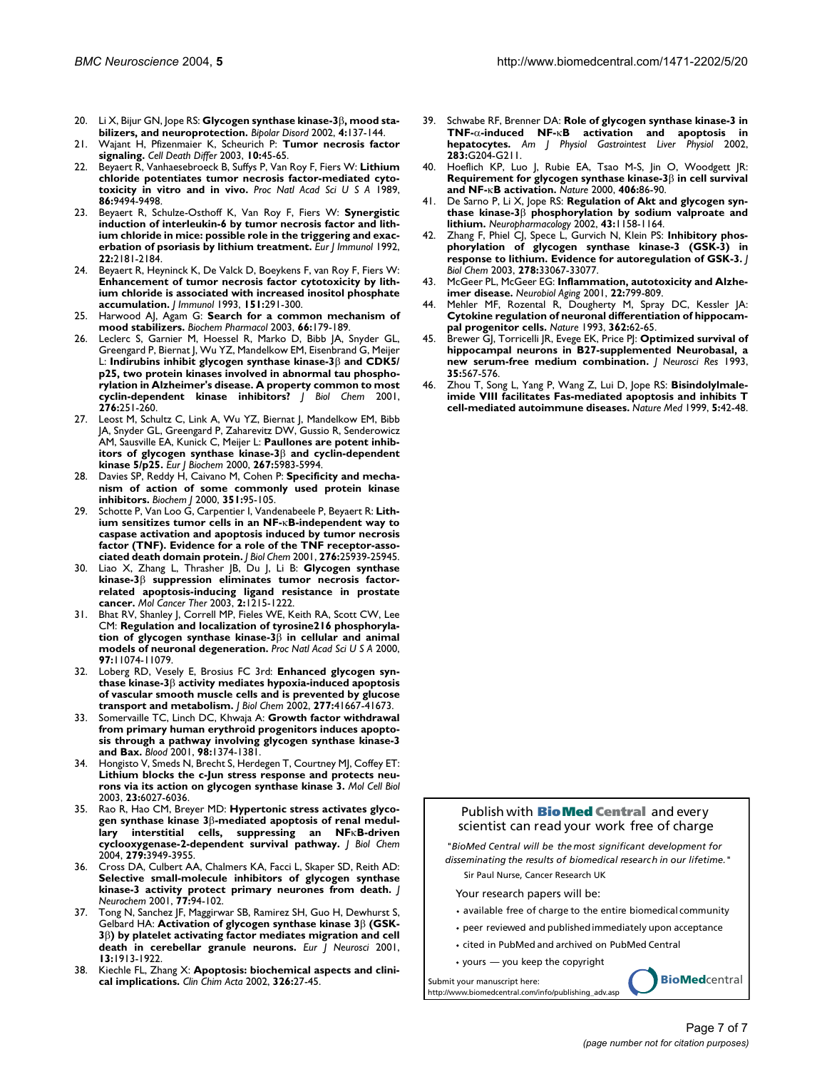20. Li X, Bijur GN, Jope RS: **Glycogen synthase kinase-3β, mood stabilizers, and neuroprotection.** *Bipolar Disord* 2002, **4:**137-144.
21. Wajant H, Pfizenmaier K, Scheurich P: **Tumor necrosis factor signaling.** *Cell Death Differ* 2003, **10:**45-65.
22. Beyaert R, Vanhaesebroeck B, Suffys P, Van Roy F, Fiers W: **Lithium chloride potentiates tumor necrosis factor-mediated cytotoxicity in vitro and in vivo.** *Proc Natl Acad Sci U S A* 1989, **86:**9494-9498.
23. Beyaert R, Schulze-Osthoff K, Van Roy F, Fiers W: **Synergistic induction of interleukin-6 by tumor necrosis factor and lithium chloride in mice: possible role in the triggering and exacerbation of psoriasis by lithium treatment.** *Eur J Immunol* 1992, **22:**2181-2184.
24. Beyaert R, Heyninck K, De Valck D, Boeykens F, van Roy F, Fiers W: **Enhancement of tumor necrosis factor cytotoxicity by lithium chloride is associated with increased inositol phosphate accumulation.** *J Immunol* 1993, **151:**291-300.
25. Harwood AJ, Agam G: **Search for a common mechanism of mood stabilizers.** *Biochem Pharmacol* 2003, **66:**179-189.
26. Leclerc S, Garnier M, Hoessel R, Marko D, Bibb JA, Snyder GL, Greengard P, Biernat J, Wu YZ, Mandelkow EM, Eisenbrand G, Meijer L: **Indirubins inhibit glycogen synthase kinase-3β and CDK5/p25, two protein kinases involved in abnormal tau phosphorylation in Alzheimer's disease. A property common to most cyclin-dependent kinase inhibitors?** *J Biol Chem* 2001, **276:**251-260.
27. Leost M, Schultz C, Link A, Wu YZ, Biernat J, Mandelkow EM, Bibb JA, Snyder GL, Greengard P, Zaharevitz DW, Gussio R, Senderowicz AM, Sausville EA, Kunick C, Meijer L: **Paullones are potent inhibitors of glycogen synthase kinase-3β and cyclin-dependent kinase 5/p25.** *Eur J Biochem* 2000, **267:**5983-5994.
28. Davies SP, Reddy H, Caivano M, Cohen P: **Specificity and mechanism of action of some commonly used protein kinase inhibitors.** *Biochem J* 2000, **351:**95-105.
29. Schotte P, Van Loo G, Carpentier I, Vandenabeele P, Beyaert R: **Lithium sensitizes tumor cells in an NF-κB-independent way to caspase activation and apoptosis induced by tumor necrosis factor (TNF). Evidence for a role of the TNF receptor-associated death domain protein.** *J Biol Chem* 2001, **276:**25939-25945.
30. Liao X, Zhang L, Thrasher JB, Du J, Li B: **Glycogen synthase kinase-3β suppression eliminates tumor necrosis factor-related apoptosis-inducing ligand resistance in prostate cancer.** *Mol Cancer Ther* 2003, **2:**1215-1222.
31. Bhat RV, Shanley J, Correll MP, Fieles WE, Keith RA, Scott CW, Lee CM: **Regulation and localization of tyrosine216 phosphorylation of glycogen synthase kinase-3β in cellular and animal models of neuronal degeneration.** *Proc Natl Acad Sci U S A* 2000, **97:**11074-11079.
32. Loberg RD, Vesely E, Brosius FC 3rd: **Enhanced glycogen synthase kinase-3β activity mediates hypoxia-induced apoptosis of vascular smooth muscle cells and is prevented by glucose transport and metabolism.** *J Biol Chem* 2002, **277:**41667-41673.
33. Somervaille TC, Linch DC, Khwaja A: **Growth factor withdrawal from primary human erythroid progenitors induces apoptosis through a pathway involving glycogen synthase kinase-3 and Bax.** *Blood* 2001, **98:**1374-1381.
34. Hongisto V, Smeds N, Brecht S, Herdegen T, Courtney MJ, Coffey ET: **Lithium blocks the c-Jun stress response and protects neurons via its action on glycogen synthase kinase 3.** *Mol Cell Biol* 2003, **23:**6027-6036.
35. Rao R, Hao CM, Breyer MD: **Hypertonic stress activates glycogen synthase kinase 3β-mediated apoptosis of renal medullary interstitial cells, suppressing an NFκB-driven cyclooxygenase-2-dependent survival pathway.** *J Biol Chem* 2004, **279:**3949-3955.
36. Cross DA, Culbert AA, Chalmers KA, Facci L, Skaper SD, Reith AD: **Selective small-molecule inhibitors of glycogen synthase kinase-3 activity protect primary neurones from death.** *J Neurochem* 2001, **77:**94-102.
37. Tong N, Sanchez JF, Maggirwar SB, Ramirez SH, Guo H, Dewhurst S, Gelbard HA: **Activation of glycogen synthase kinase 3β (GSK-3β) by platelet activating factor mediates migration and cell death in cerebellar granule neurons.** *Eur J Neurosci* 2001, **13:**1913-1922.
38. Kiechle FL, Zhang X: **Apoptosis: biochemical aspects and clinical implications.** *Clin Chim Acta* 2002, **326:**27-45.
39. Schwabe RF, Brenner DA: **Role of glycogen synthase kinase-3 in TNF-α-induced NF-κB activation and apoptosis in hepatocytes.** *Am J Physiol Gastrointest Liver Physiol* 2002, **283:**G204-G211.
40. Hoeflich KP, Luo J, Rubie EA, Tsao M-S, Jin O, Woodgett JR: **Requirement for glycogen synthase kinase-3β in cell survival and NF-κB activation.** *Nature* 2000, **406:**86-90.
41. De Sarno P, Li X, Jope RS: **Regulation of Akt and glycogen synthase kinase-3β phosphorylation by sodium valproate and lithium.** *Neuropharmacology* 2002, **43:**1158-1164.
42. Zhang F, Phiel CJ, Spece L, Gurvich N, Klein PS: **Inhibitory phosphorylation of glycogen synthase kinase-3 (GSK-3) in response to lithium. Evidence for autoregulation of GSK-3.** *J Biol Chem* 2003, **278:**33067-33077.
43. McGeer PL, McGeer EG: **Inflammation, autotoxicity and Alzheimer disease.** *Neurobiol Aging* 2001, **22:**799-809.
44. Mehler MF, Rozental R, Dougherty M, Spray DC, Kessler JA: **Cytokine regulation of neuronal differentiation of hippocampal progenitor cells.** *Nature* 1993, **362:**62-65.
45. Brewer GJ, Torricelli JR, Evege EK, Price PJ: **Optimized survival of hippocampal neurons in B27-supplemented Neurobasal, a new serum-free medium combination.** *J Neurosci Res* 1993, **35:**567-576.
46. Zhou T, Song L, Yang P, Wang Z, Lui D, Jope RS: **Bisindolylmaleimide VIII facilitates Fas-mediated apoptosis and inhibits T cell-mediated autoimmune diseases.** *Nature Med* 1999, **5:**42-48.

Publish with **BioMed Central** and every scientist can read your work free of charge

*"BioMed Central will be the most significant development for disseminating the results of biomedical research in our lifetime."*

Sir Paul Nurse, Cancer Research UK

Your research papers will be:

- available free of charge to the entire biomedical community
- peer reviewed and published immediately upon acceptance
- cited in PubMed and archived on PubMed Central
- yours — you keep the copyright

Submit your manuscript here:
http://www.biomedcentral.com/info/publishing_adv.asp

BioMedcentral